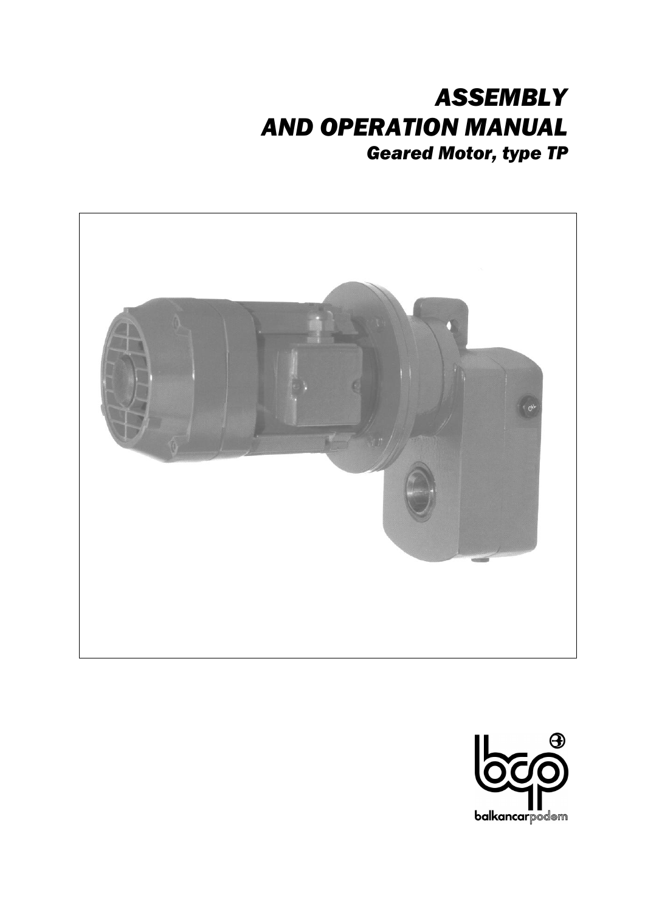# ASSEMBLY AND OPERATION MANUAL

## Geared Motor, type TP

balkancarpodem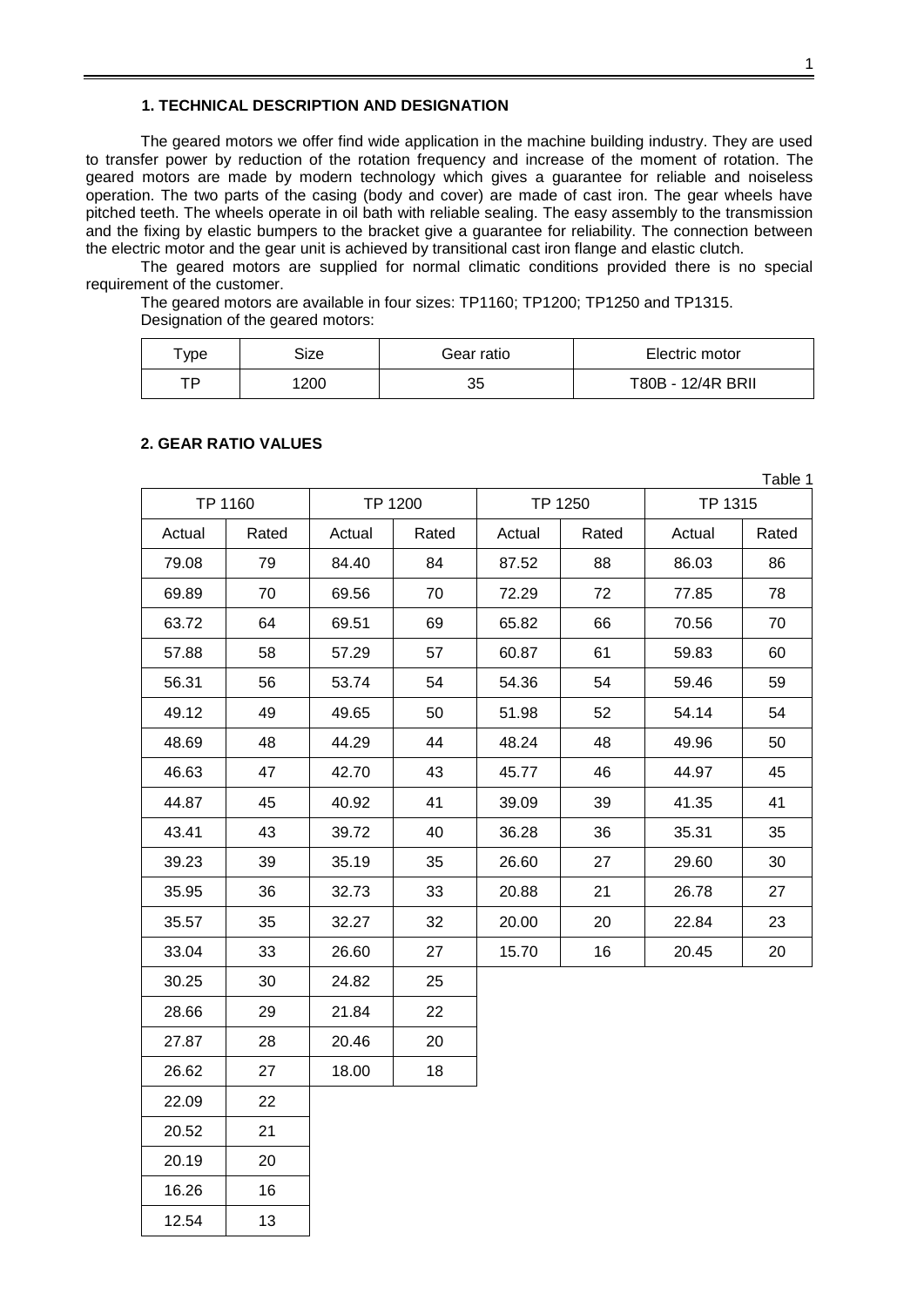## 1. TECHNICAL DESCRIPTION AND DESIGNATION

The geared motors we offer find wide application in the machine building industry. They are used to transfer power by reduction of the rotation frequency and increase of the moment of rotation. The geared motors are made by modern technology which gives a guarantee for reliable and noiseless operation. The two parts of the casing (body and cover) are made of cast iron. The gear wheels have pitched teeth. The wheels operate in oil bath with reliable sealing. The easy assembly to the transmission and the fixing by elastic bumpers to the bracket give a guarantee for reliability. The connection between the electric motor and the gear unit is achieved by transitional cast iron flange and elastic clutch.

The geared motors are supplied for normal climatic conditions provided there is no special requirement of the customer.

The geared motors are available in four sizes: TP1160; TP1200; TP1250 and TP1315.

Designation of the geared motors:

| Type | Size | Gear ratio | Electric motor |
|---|---|---|---|
| TP | 1200 | 35 | T80B - 12/4R BRII |

## 2. GEAR RATIO VALUES

Table 1

| TP 1160 | | TP 1200 | | TP 1250 | | TP 1315 | |
|---|---|---|---|---|---|---|---|
| Actual | Rated | Actual | Rated | Actual | Rated | Actual | Rated |
| 79.08 | 79 | 84.40 | 84 | 87.52 | 88 | 86.03 | 86 |
| 69.89 | 70 | 69.56 | 70 | 72.29 | 72 | 77.85 | 78 |
| 63.72 | 64 | 69.51 | 69 | 65.82 | 66 | 70.56 | 70 |
| 57.88 | 58 | 57.29 | 57 | 60.87 | 61 | 59.83 | 60 |
| 56.31 | 56 | 53.74 | 54 | 54.36 | 54 | 59.46 | 59 |
| 49.12 | 49 | 49.65 | 50 | 51.98 | 52 | 54.14 | 54 |
| 48.69 | 48 | 44.29 | 44 | 48.24 | 48 | 49.96 | 50 |
| 46.63 | 47 | 42.70 | 43 | 45.77 | 46 | 44.97 | 45 |
| 44.87 | 45 | 40.92 | 41 | 39.09 | 39 | 41.35 | 41 |
| 43.41 | 43 | 39.72 | 40 | 36.28 | 36 | 35.31 | 35 |
| 39.23 | 39 | 35.19 | 35 | 26.60 | 27 | 29.60 | 30 |
| 35.95 | 36 | 32.73 | 33 | 20.88 | 21 | 26.78 | 27 |
| 35.57 | 35 | 32.27 | 32 | 20.00 | 20 | 22.84 | 23 |
| 33.04 | 33 | 26.60 | 27 | 15.70 | 16 | 20.45 | 20 |
| 30.25 | 30 | 24.82 | 25 | | | | |
| 28.66 | 29 | 21.84 | 22 | | | | |
| 27.87 | 28 | 20.46 | 20 | | | | |
| 26.62 | 27 | 18.00 | 18 | | | | |
| 22.09 | 22 | | | | | | |
| 20.52 | 21 | | | | | | |
| 20.19 | 20 | | | | | | |
| 16.26 | 16 | | | | | | |
| 12.54 | 13 | | | | | | |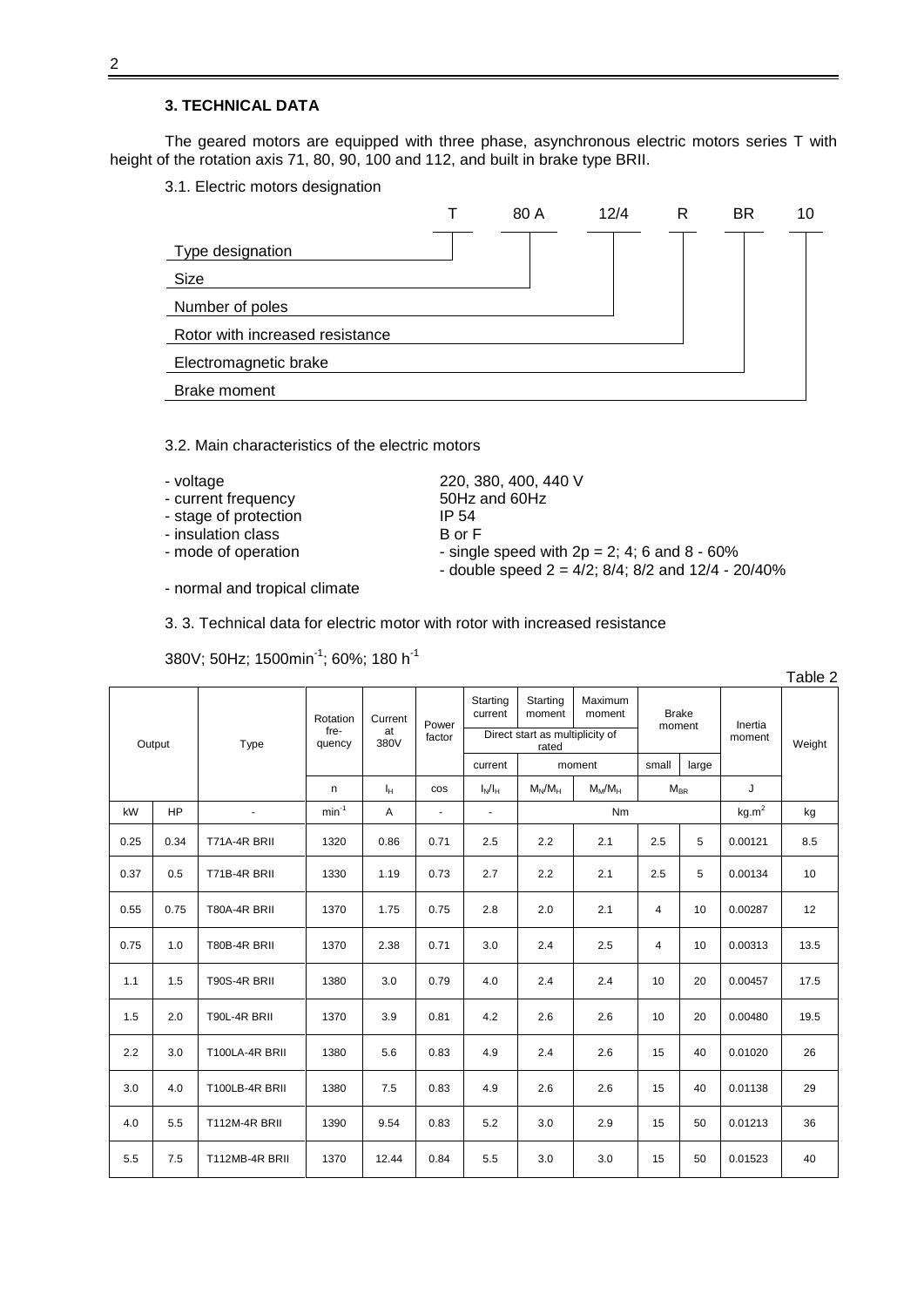## 3. TECHNICAL DATA

The geared motors are equipped with three phase, asynchronous electric motors series T with height of the rotation axis 71, 80, 90, 100 and 112, and built in brake type BRII.

3.1. Electric motors designation

| | T | 80 A | 12/4 | R | BR | 10 |
|---|---|---|---|---|---|---|
| Type designation | T | | | | | |
| Size | | 80 A | | | | |
| Number of poles | | | 12/4 | | | |
| Rotor with increased resistance | | | | R | | |
| Electromagnetic brake | | | | | BR | |
| Brake moment | | | | | | 10 |

3.2. Main characteristics of the electric motors

- voltage — 220, 380, 400, 440 V
- current frequency — 50Hz and 60Hz
- stage of protection — IP 54
- insulation class — B or F
- mode of operation — - single speed with 2p = 2; 4; 6 and 8 - 60%
  - double speed 2 = 4/2; 8/4; 8/2 and 12/4 - 20/40%
- normal and tropical climate

3. 3. Technical data for electric motor with rotor with increased resistance

380V; 50Hz; 1500min$^{-1}$; 60%; 180 h$^{-1}$

Table 2

| Output | | Type | Rotation frequency | Current at 380V | Power factor | Starting current | Starting moment | Maximum moment | Brake moment | | Inertia moment | Weight |
|---|---|---|---|---|---|---|---|---|---|---|---|---|
| | | | | | | Direct start as multiplicity of rated | | | | | | |
| | | | | | | current | moment | | small | large | | |
| | | | n | $I_H$ | cos | $I_N/I_H$ | $M_N/M_H$ | $M_M/M_H$ | $M_{BR}$ | | J | |
| kW | HP | - | min$^{-1}$ | A | - | - | | | Nm | | kg.m$^2$ | kg |
| 0.25 | 0.34 | T71A-4R BRII | 1320 | 0.86 | 0.71 | 2.5 | 2.2 | 2.1 | 2.5 | 5 | 0.00121 | 8.5 |
| 0.37 | 0.5 | T71B-4R BRII | 1330 | 1.19 | 0.73 | 2.7 | 2.2 | 2.1 | 2.5 | 5 | 0.00134 | 10 |
| 0.55 | 0.75 | T80A-4R BRII | 1370 | 1.75 | 0.75 | 2.8 | 2.0 | 2.1 | 4 | 10 | 0.00287 | 12 |
| 0.75 | 1.0 | T80B-4R BRII | 1370 | 2.38 | 0.71 | 3.0 | 2.4 | 2.5 | 4 | 10 | 0.00313 | 13.5 |
| 1.1 | 1.5 | T90S-4R BRII | 1380 | 3.0 | 0.79 | 4.0 | 2.4 | 2.4 | 10 | 20 | 0.00457 | 17.5 |
| 1.5 | 2.0 | T90L-4R BRII | 1370 | 3.9 | 0.81 | 4.2 | 2.6 | 2.6 | 10 | 20 | 0.00480 | 19.5 |
| 2.2 | 3.0 | T100LA-4R BRII | 1380 | 5.6 | 0.83 | 4.9 | 2.4 | 2.6 | 15 | 40 | 0.01020 | 26 |
| 3.0 | 4.0 | T100LB-4R BRII | 1380 | 7.5 | 0.83 | 4.9 | 2.6 | 2.6 | 15 | 40 | 0.01138 | 29 |
| 4.0 | 5.5 | T112M-4R BRII | 1390 | 9.54 | 0.83 | 5.2 | 3.0 | 2.9 | 15 | 50 | 0.01213 | 36 |
| 5.5 | 7.5 | T112MB-4R BRII | 1370 | 12.44 | 0.84 | 5.5 | 3.0 | 3.0 | 15 | 50 | 0.01523 | 40 |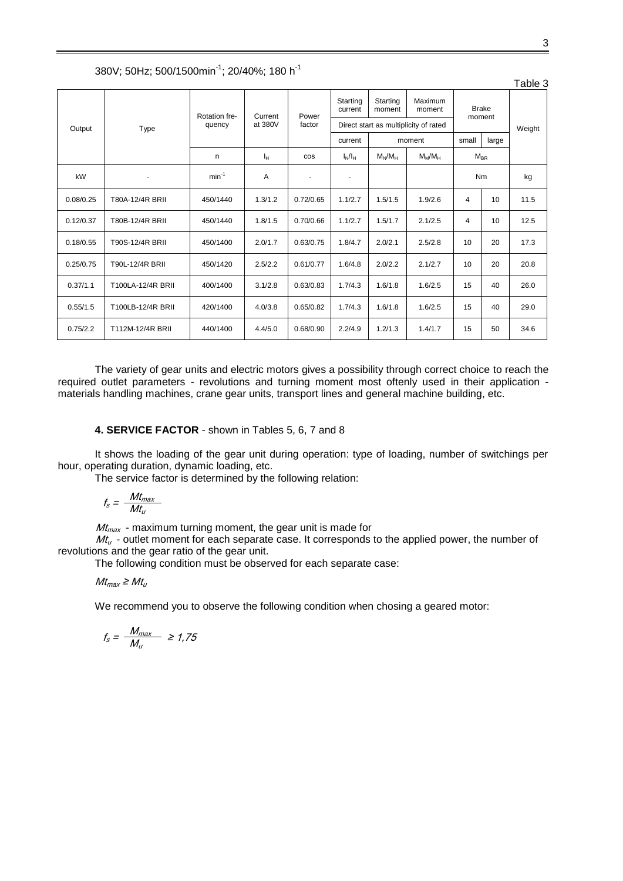380V; 50Hz; 500/1500min$^{-1}$; 20/40%; 180 h$^{-1}$

Table 3

| Output | Type | Rotation frequency | Current at 380V | Power factor | Starting current | Starting moment | Maximum moment | Brake moment | | Weight |
|---|---|---|---|---|---|---|---|---|---|---|
| | | | | | Direct start as multiplicity of rated | | | | | |
| | | | | | current | moment | | small | large | |
| | | n | $I_H$ | cos | $I_N/I_H$ | $M_N/M_H$ | $M_M/M_H$ | $M_{BR}$ | | |
| kW | - | min$^{-1}$ | A | - | - | | | Nm | | kg |
| 0.08/0.25 | T80A-12/4R BRII | 450/1440 | 1.3/1.2 | 0.72/0.65 | 1.1/2.7 | 1.5/1.5 | 1.9/2.6 | 4 | 10 | 11.5 |
| 0.12/0.37 | T80B-12/4R BRII | 450/1440 | 1.8/1.5 | 0.70/0.66 | 1.1/2.7 | 1.5/1.7 | 2.1/2.5 | 4 | 10 | 12.5 |
| 0.18/0.55 | T90S-12/4R BRII | 450/1400 | 2.0/1.7 | 0.63/0.75 | 1.8/4.7 | 2.0/2.1 | 2.5/2.8 | 10 | 20 | 17.3 |
| 0.25/0.75 | T90L-12/4R BRII | 450/1420 | 2.5/2.2 | 0.61/0.77 | 1.6/4.8 | 2.0/2.2 | 2.1/2.7 | 10 | 20 | 20.8 |
| 0.37/1.1 | T100LA-12/4R BRII | 400/1400 | 3.1/2.8 | 0.63/0.83 | 1.7/4.3 | 1.6/1.8 | 1.6/2.5 | 15 | 40 | 26.0 |
| 0.55/1.5 | T100LB-12/4R BRII | 420/1400 | 4.0/3.8 | 0.65/0.82 | 1.7/4.3 | 1.6/1.8 | 1.6/2.5 | 15 | 40 | 29.0 |
| 0.75/2.2 | T112M-12/4R BRII | 440/1400 | 4.4/5.0 | 0.68/0.90 | 2.2/4.9 | 1.2/1.3 | 1.4/1.7 | 15 | 50 | 34.6 |

The variety of gear units and electric motors gives a possibility through correct choice to reach the required outlet parameters - revolutions and turning moment most oftenly used in their application - materials handling machines, crane gear units, transport lines and general machine building, etc.

**4. SERVICE FACTOR** - shown in Tables 5, 6, 7 and 8

It shows the loading of the gear unit during operation: type of loading, number of switchings per hour, operating duration, dynamic loading, etc.

The service factor is determined by the following relation:

$$f_s = \frac{Mt_{max}}{Mt_u}$$

$Mt_{max}$ - maximum turning moment, the gear unit is made for

$Mt_u$ - outlet moment for each separate case. It corresponds to the applied power, the number of revolutions and the gear ratio of the gear unit.

The following condition must be observed for each separate case:

$$Mt_{max} \geq Mt_u$$

We recommend you to observe the following condition when chosing a geared motor:

$$f_s = \frac{M_{max}}{M_u} \geq 1{,}75$$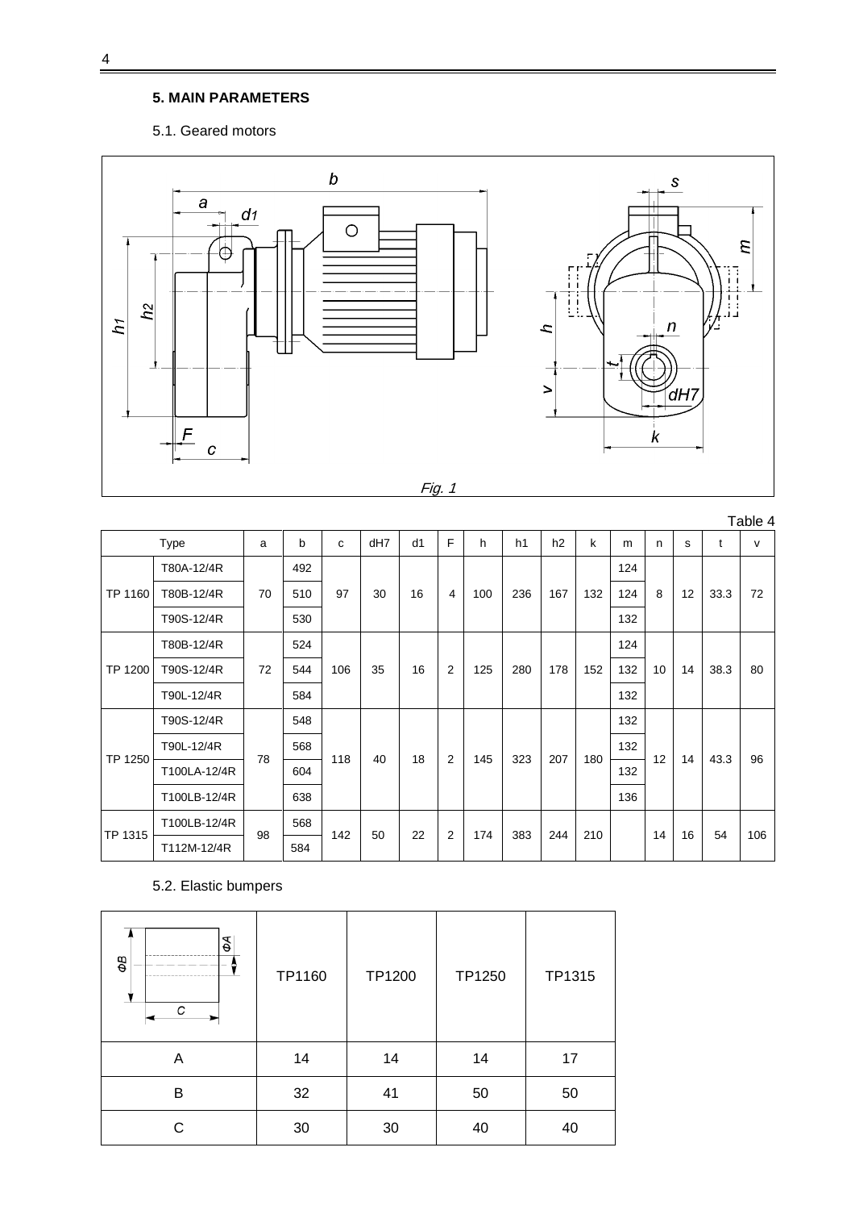## 5. MAIN PARAMETERS

5.1. Geared motors

*Fig. 1*

Table 4

| Type | | a | b | c | dH7 | d1 | F | h | h1 | h2 | k | m | n | s | t | v |
|---|---|---|---|---|---|---|---|---|---|---|---|---|---|---|---|---|
| TP 1160 | T80A-12/4R | 70 | 492 | 97 | 30 | 16 | 4 | 100 | 236 | 167 | 132 | 124 | 8 | 12 | 33.3 | 72 |
| | T80B-12/4R | | 510 | | | | | | | | | 124 | | | | |
| | T90S-12/4R | | 530 | | | | | | | | | 132 | | | | |
| TP 1200 | T80B-12/4R | 72 | 524 | 106 | 35 | 16 | 2 | 125 | 280 | 178 | 152 | 124 | 10 | 14 | 38.3 | 80 |
| | T90S-12/4R | | 544 | | | | | | | | | 132 | | | | |
| | T90L-12/4R | | 584 | | | | | | | | | 132 | | | | |
| TP 1250 | T90S-12/4R | 78 | 548 | 118 | 40 | 18 | 2 | 145 | 323 | 207 | 180 | 132 | 12 | 14 | 43.3 | 96 |
| | T90L-12/4R | | 568 | | | | | | | | | 132 | | | | |
| | T100LA-12/4R | | 604 | | | | | | | | | 132 | | | | |
| | T100LB-12/4R | | 638 | | | | | | | | | 136 | | | | |
| TP 1315 | T100LB-12/4R | 98 | 568 | 142 | 50 | 22 | 2 | 174 | 383 | 244 | 210 | | 14 | 16 | 54 | 106 |
| | T112M-12/4R | | 584 | | | | | | | | | | | | | |

5.2. Elastic bumpers

| | TP1160 | TP1200 | TP1250 | TP1315 |
|---|---|---|---|---|
| A | 14 | 14 | 14 | 17 |
| B | 32 | 41 | 50 | 50 |
| C | 30 | 30 | 40 | 40 |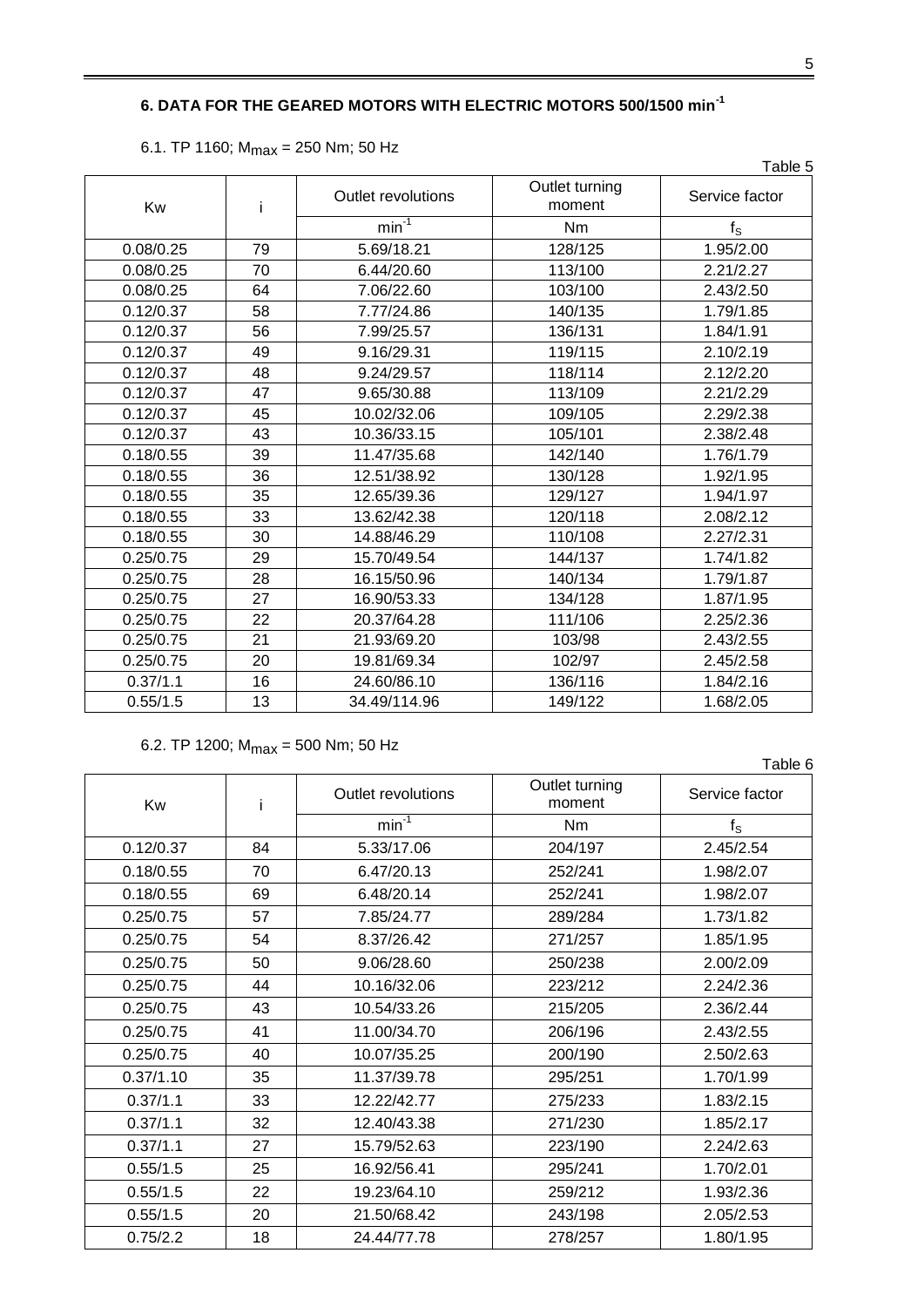## 6. DATA FOR THE GEARED MOTORS WITH ELECTRIC MOTORS 500/1500 min$^{-1}$

6.1. TP 1160; $M_{max}$ = 250 Nm; 50 Hz

Table 5

| Kw | i | Outlet revolutions | Outlet turning moment | Service factor |
|---|---|---|---|---|
| | | min$^{-1}$ | Nm | $f_S$ |
| 0.08/0.25 | 79 | 5.69/18.21 | 128/125 | 1.95/2.00 |
| 0.08/0.25 | 70 | 6.44/20.60 | 113/100 | 2.21/2.27 |
| 0.08/0.25 | 64 | 7.06/22.60 | 103/100 | 2.43/2.50 |
| 0.12/0.37 | 58 | 7.77/24.86 | 140/135 | 1.79/1.85 |
| 0.12/0.37 | 56 | 7.99/25.57 | 136/131 | 1.84/1.91 |
| 0.12/0.37 | 49 | 9.16/29.31 | 119/115 | 2.10/2.19 |
| 0.12/0.37 | 48 | 9.24/29.57 | 118/114 | 2.12/2.20 |
| 0.12/0.37 | 47 | 9.65/30.88 | 113/109 | 2.21/2.29 |
| 0.12/0.37 | 45 | 10.02/32.06 | 109/105 | 2.29/2.38 |
| 0.12/0.37 | 43 | 10.36/33.15 | 105/101 | 2.38/2.48 |
| 0.18/0.55 | 39 | 11.47/35.68 | 142/140 | 1.76/1.79 |
| 0.18/0.55 | 36 | 12.51/38.92 | 130/128 | 1.92/1.95 |
| 0.18/0.55 | 35 | 12.65/39.36 | 129/127 | 1.94/1.97 |
| 0.18/0.55 | 33 | 13.62/42.38 | 120/118 | 2.08/2.12 |
| 0.18/0.55 | 30 | 14.88/46.29 | 110/108 | 2.27/2.31 |
| 0.25/0.75 | 29 | 15.70/49.54 | 144/137 | 1.74/1.82 |
| 0.25/0.75 | 28 | 16.15/50.96 | 140/134 | 1.79/1.87 |
| 0.25/0.75 | 27 | 16.90/53.33 | 134/128 | 1.87/1.95 |
| 0.25/0.75 | 22 | 20.37/64.28 | 111/106 | 2.25/2.36 |
| 0.25/0.75 | 21 | 21.93/69.20 | 103/98 | 2.43/2.55 |
| 0.25/0.75 | 20 | 19.81/69.34 | 102/97 | 2.45/2.58 |
| 0.37/1.1 | 16 | 24.60/86.10 | 136/116 | 1.84/2.16 |
| 0.55/1.5 | 13 | 34.49/114.96 | 149/122 | 1.68/2.05 |

6.2. TP 1200; $M_{max}$ = 500 Nm; 50 Hz

Table 6

| Kw | i | Outlet revolutions | Outlet turning moment | Service factor |
|---|---|---|---|---|
| | | min$^{-1}$ | Nm | $f_S$ |
| 0.12/0.37 | 84 | 5.33/17.06 | 204/197 | 2.45/2.54 |
| 0.18/0.55 | 70 | 6.47/20.13 | 252/241 | 1.98/2.07 |
| 0.18/0.55 | 69 | 6.48/20.14 | 252/241 | 1.98/2.07 |
| 0.25/0.75 | 57 | 7.85/24.77 | 289/284 | 1.73/1.82 |
| 0.25/0.75 | 54 | 8.37/26.42 | 271/257 | 1.85/1.95 |
| 0.25/0.75 | 50 | 9.06/28.60 | 250/238 | 2.00/2.09 |
| 0.25/0.75 | 44 | 10.16/32.06 | 223/212 | 2.24/2.36 |
| 0.25/0.75 | 43 | 10.54/33.26 | 215/205 | 2.36/2.44 |
| 0.25/0.75 | 41 | 11.00/34.70 | 206/196 | 2.43/2.55 |
| 0.25/0.75 | 40 | 10.07/35.25 | 200/190 | 2.50/2.63 |
| 0.37/1.10 | 35 | 11.37/39.78 | 295/251 | 1.70/1.99 |
| 0.37/1.1 | 33 | 12.22/42.77 | 275/233 | 1.83/2.15 |
| 0.37/1.1 | 32 | 12.40/43.38 | 271/230 | 1.85/2.17 |
| 0.37/1.1 | 27 | 15.79/52.63 | 223/190 | 2.24/2.63 |
| 0.55/1.5 | 25 | 16.92/56.41 | 295/241 | 1.70/2.01 |
| 0.55/1.5 | 22 | 19.23/64.10 | 259/212 | 1.93/2.36 |
| 0.55/1.5 | 20 | 21.50/68.42 | 243/198 | 2.05/2.53 |
| 0.75/2.2 | 18 | 24.44/77.78 | 278/257 | 1.80/1.95 |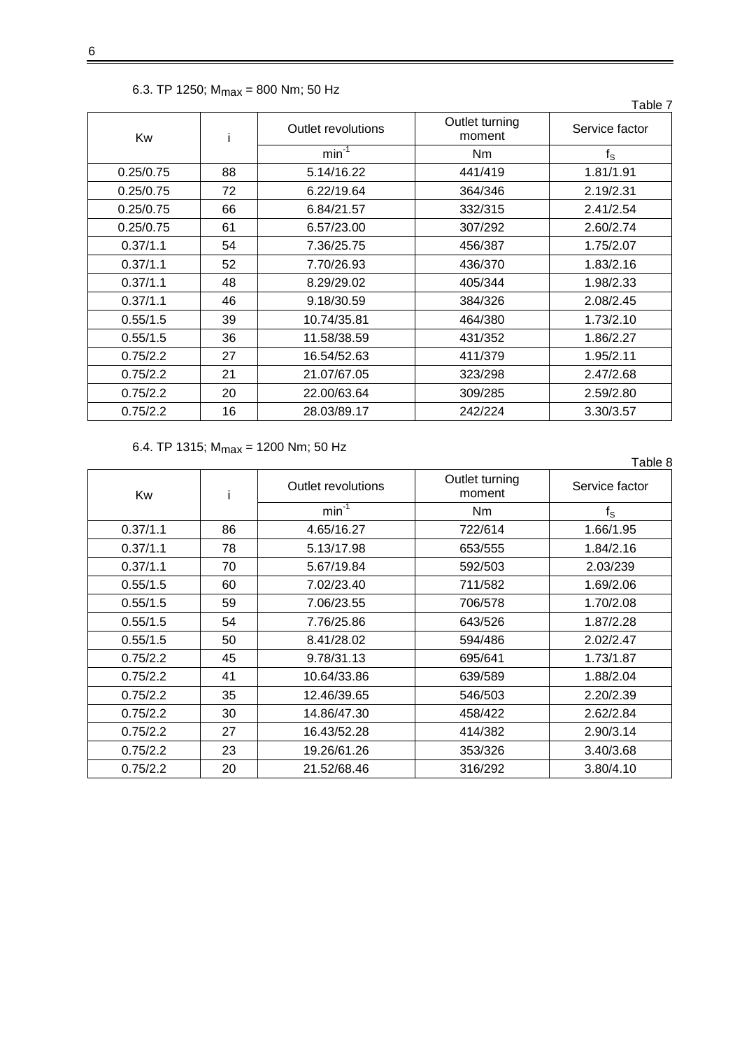6.3. TP 1250; $M_{max}$ = 800 Nm; 50 Hz

Table 7

| Kw | i | Outlet revolutions | Outlet turning moment | Service factor |
|---|---|---|---|---|
| | | $min^{-1}$ | Nm | $f_S$ |
| 0.25/0.75 | 88 | 5.14/16.22 | 441/419 | 1.81/1.91 |
| 0.25/0.75 | 72 | 6.22/19.64 | 364/346 | 2.19/2.31 |
| 0.25/0.75 | 66 | 6.84/21.57 | 332/315 | 2.41/2.54 |
| 0.25/0.75 | 61 | 6.57/23.00 | 307/292 | 2.60/2.74 |
| 0.37/1.1 | 54 | 7.36/25.75 | 456/387 | 1.75/2.07 |
| 0.37/1.1 | 52 | 7.70/26.93 | 436/370 | 1.83/2.16 |
| 0.37/1.1 | 48 | 8.29/29.02 | 405/344 | 1.98/2.33 |
| 0.37/1.1 | 46 | 9.18/30.59 | 384/326 | 2.08/2.45 |
| 0.55/1.5 | 39 | 10.74/35.81 | 464/380 | 1.73/2.10 |
| 0.55/1.5 | 36 | 11.58/38.59 | 431/352 | 1.86/2.27 |
| 0.75/2.2 | 27 | 16.54/52.63 | 411/379 | 1.95/2.11 |
| 0.75/2.2 | 21 | 21.07/67.05 | 323/298 | 2.47/2.68 |
| 0.75/2.2 | 20 | 22.00/63.64 | 309/285 | 2.59/2.80 |
| 0.75/2.2 | 16 | 28.03/89.17 | 242/224 | 3.30/3.57 |

6.4. TP 1315; $M_{max}$ = 1200 Nm; 50 Hz

Table 8

| Kw | i | Outlet revolutions | Outlet turning moment | Service factor |
|---|---|---|---|---|
| | | $min^{-1}$ | Nm | $f_S$ |
| 0.37/1.1 | 86 | 4.65/16.27 | 722/614 | 1.66/1.95 |
| 0.37/1.1 | 78 | 5.13/17.98 | 653/555 | 1.84/2.16 |
| 0.37/1.1 | 70 | 5.67/19.84 | 592/503 | 2.03/239 |
| 0.55/1.5 | 60 | 7.02/23.40 | 711/582 | 1.69/2.06 |
| 0.55/1.5 | 59 | 7.06/23.55 | 706/578 | 1.70/2.08 |
| 0.55/1.5 | 54 | 7.76/25.86 | 643/526 | 1.87/2.28 |
| 0.55/1.5 | 50 | 8.41/28.02 | 594/486 | 2.02/2.47 |
| 0.75/2.2 | 45 | 9.78/31.13 | 695/641 | 1.73/1.87 |
| 0.75/2.2 | 41 | 10.64/33.86 | 639/589 | 1.88/2.04 |
| 0.75/2.2 | 35 | 12.46/39.65 | 546/503 | 2.20/2.39 |
| 0.75/2.2 | 30 | 14.86/47.30 | 458/422 | 2.62/2.84 |
| 0.75/2.2 | 27 | 16.43/52.28 | 414/382 | 2.90/3.14 |
| 0.75/2.2 | 23 | 19.26/61.26 | 353/326 | 3.40/3.68 |
| 0.75/2.2 | 20 | 21.52/68.46 | 316/292 | 3.80/4.10 |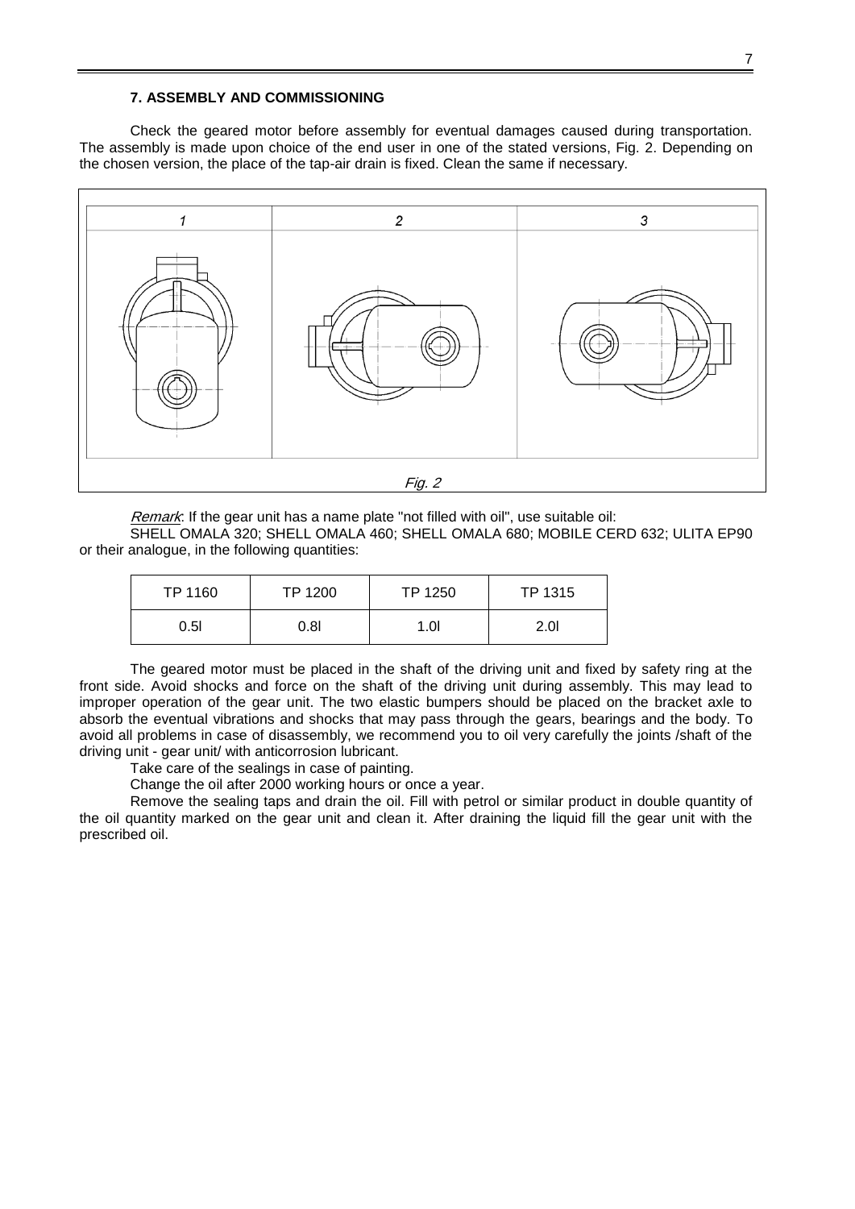### 7. ASSEMBLY AND COMMISSIONING

Check the geared motor before assembly for eventual damages caused during transportation. The assembly is made upon choice of the end user in one of the stated versions, Fig. 2. Depending on the chosen version, the place of the tap-air drain is fixed. Clean the same if necessary.

| 1 | 2 | 3 |
| --- | --- | --- |
| | | |

*Fig. 2*

*Remark*: If the gear unit has a name plate "not filled with oil", use suitable oil:

SHELL OMALA 320; SHELL OMALA 460; SHELL OMALA 680; MOBILE CERD 632; ULITA EP90 or their analogue, in the following quantities:

| TP 1160 | TP 1200 | TP 1250 | TP 1315 |
| --- | --- | --- | --- |
| 0.5l | 0.8l | 1.0l | 2.0l |

The geared motor must be placed in the shaft of the driving unit and fixed by safety ring at the front side. Avoid shocks and force on the shaft of the driving unit during assembly. This may lead to improper operation of the gear unit. The two elastic bumpers should be placed on the bracket axle to absorb the eventual vibrations and shocks that may pass through the gears, bearings and the body. To avoid all problems in case of disassembly, we recommend you to oil very carefully the joints /shaft of the driving unit - gear unit/ with anticorrosion lubricant.

Take care of the sealings in case of painting.

Change the oil after 2000 working hours or once a year.

Remove the sealing taps and drain the oil. Fill with petrol or similar product in double quantity of the oil quantity marked on the gear unit and clean it. After draining the liquid fill the gear unit with the prescribed oil.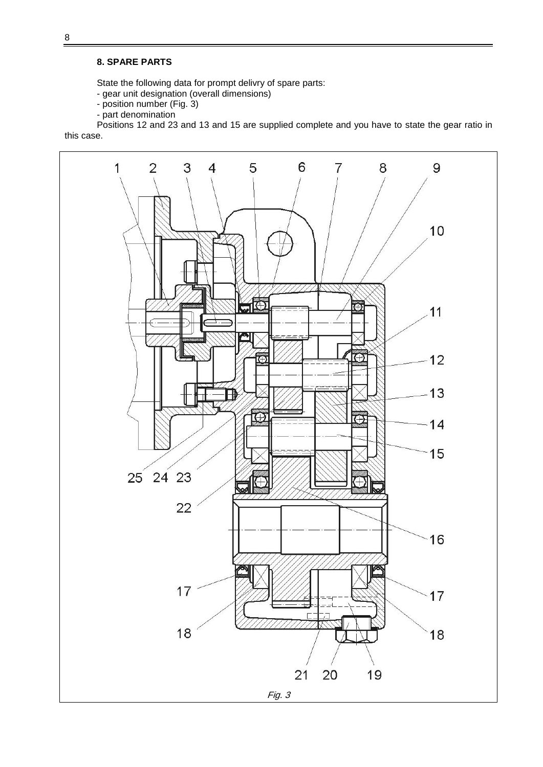## 8. SPARE PARTS

State the following data for prompt delivry of spare parts:

- gear unit designation (overall dimensions)
- position number (Fig. 3)
- part denomination

Positions 12 and 23 and 13 and 15 are supplied complete and you have to state the gear ratio in this case.

*Fig. 3*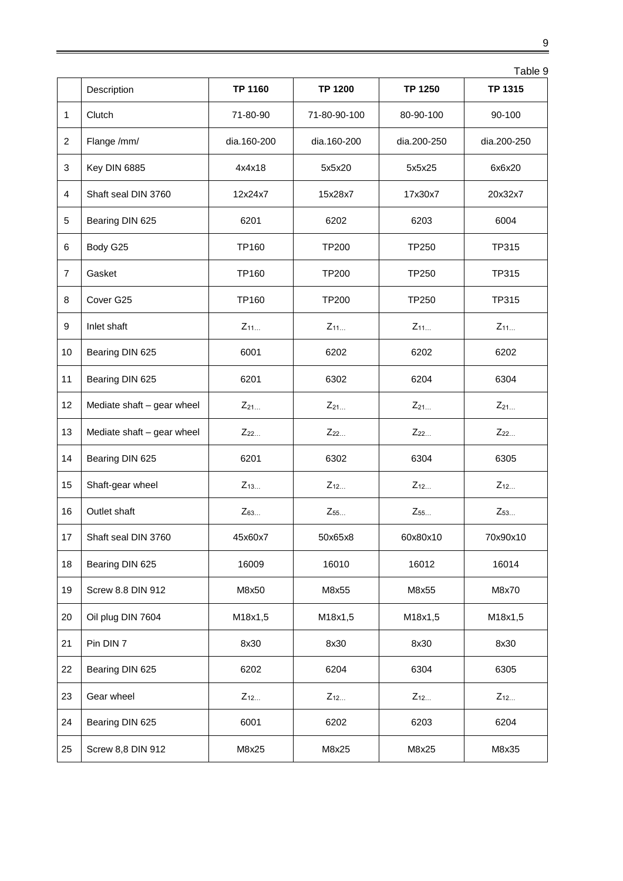Table 9

| | Description | TP 1160 | TP 1200 | TP 1250 | TP 1315 |
|---|---|---|---|---|---|
| 1 | Clutch | 71-80-90 | 71-80-90-100 | 80-90-100 | 90-100 |
| 2 | Flange /mm/ | dia.160-200 | dia.160-200 | dia.200-250 | dia.200-250 |
| 3 | Key DIN 6885 | 4x4x18 | 5x5x20 | 5x5x25 | 6x6x20 |
| 4 | Shaft seal DIN 3760 | 12x24x7 | 15x28x7 | 17x30x7 | 20x32x7 |
| 5 | Bearing DIN 625 | 6201 | 6202 | 6203 | 6004 |
| 6 | Body G25 | TP160 | TP200 | TP250 | TP315 |
| 7 | Gasket | TP160 | TP200 | TP250 | TP315 |
| 8 | Cover G25 | TP160 | TP200 | TP250 | TP315 |
| 9 | Inlet shaft | $Z_{11...}$ | $Z_{11...}$ | $Z_{11...}$ | $Z_{11...}$ |
| 10 | Bearing DIN 625 | 6001 | 6202 | 6202 | 6202 |
| 11 | Bearing DIN 625 | 6201 | 6302 | 6204 | 6304 |
| 12 | Mediate shaft – gear wheel | $Z_{21...}$ | $Z_{21...}$ | $Z_{21...}$ | $Z_{21...}$ |
| 13 | Mediate shaft – gear wheel | $Z_{22...}$ | $Z_{22...}$ | $Z_{22...}$ | $Z_{22...}$ |
| 14 | Bearing DIN 625 | 6201 | 6302 | 6304 | 6305 |
| 15 | Shaft-gear wheel | $Z_{13...}$ | $Z_{12...}$ | $Z_{12...}$ | $Z_{12...}$ |
| 16 | Outlet shaft | $Z_{63...}$ | $Z_{55...}$ | $Z_{55...}$ | $Z_{53...}$ |
| 17 | Shaft seal DIN 3760 | 45x60x7 | 50x65x8 | 60x80x10 | 70x90x10 |
| 18 | Bearing DIN 625 | 16009 | 16010 | 16012 | 16014 |
| 19 | Screw 8.8 DIN 912 | M8x50 | M8x55 | M8x55 | M8x70 |
| 20 | Oil plug DIN 7604 | M18x1,5 | M18x1,5 | M18x1,5 | M18x1,5 |
| 21 | Pin DIN 7 | 8x30 | 8x30 | 8x30 | 8x30 |
| 22 | Bearing DIN 625 | 6202 | 6204 | 6304 | 6305 |
| 23 | Gear wheel | $Z_{12...}$ | $Z_{12...}$ | $Z_{12...}$ | $Z_{12...}$ |
| 24 | Bearing DIN 625 | 6001 | 6202 | 6203 | 6204 |
| 25 | Screw 8,8 DIN 912 | M8x25 | M8x25 | M8x25 | M8x35 |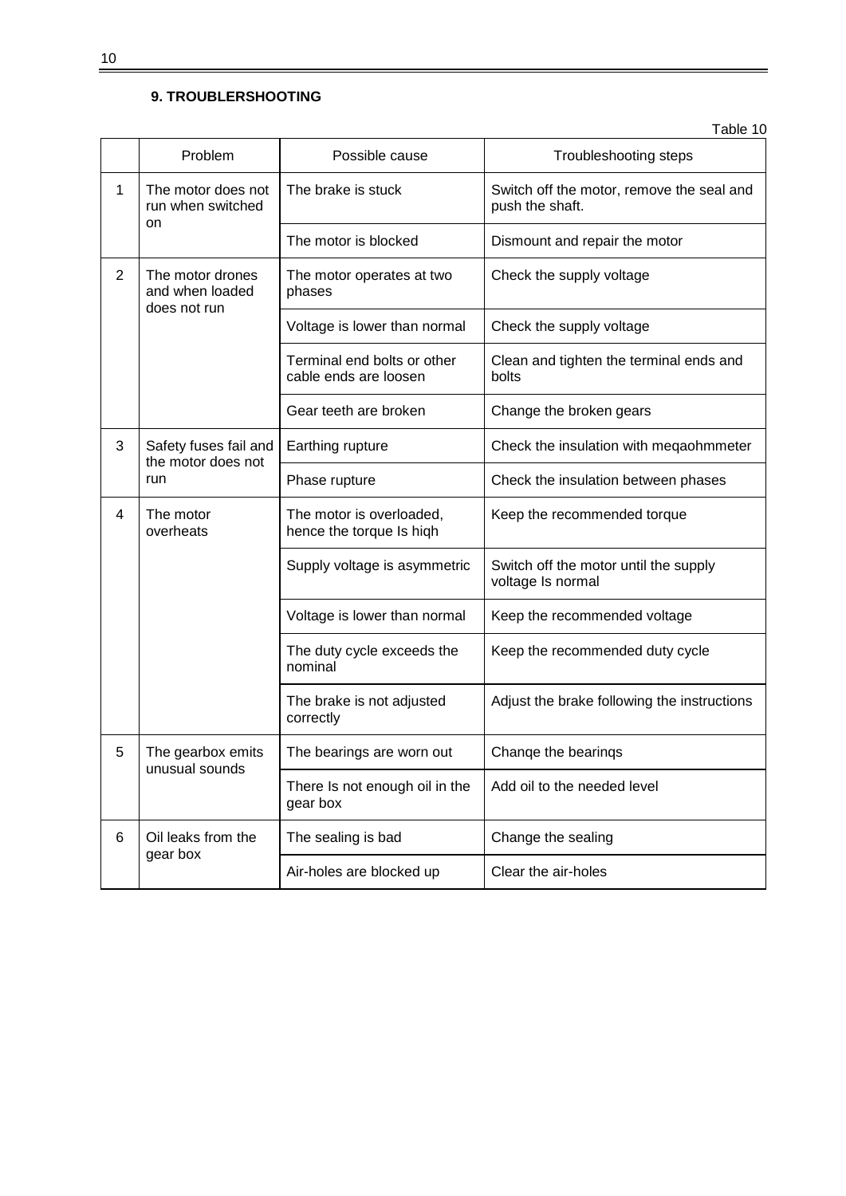## 9. TROUBLERSHOOTING

Table 10

| | Problem | Possible cause | Troubleshooting steps |
|---|---|---|---|
| 1 | The motor does not run when switched on | The brake is stuck | Switch off the motor, remove the seal and push the shaft. |
| | | The motor is blocked | Dismount and repair the motor |
| 2 | The motor drones and when loaded does not run | The motor operates at two phases | Check the supply voltage |
| | | Voltage is lower than normal | Check the supply voltage |
| | | Terminal end bolts or other cable ends are loosen | Clean and tighten the terminal ends and bolts |
| | | Gear teeth are broken | Change the broken gears |
| 3 | Safety fuses fail and the motor does not run | Earthing rupture | Check the insulation with meqaohmmeter |
| | | Phase rupture | Check the insulation between phases |
| 4 | The motor overheats | The motor is overloaded, hence the torque Is hiqh | Keep the recommended torque |
| | | Supply voltage is asymmetric | Switch off the motor until the supply voltage Is normal |
| | | Voltage is lower than normal | Keep the recommended voltage |
| | | The duty cycle exceeds the nominal | Keep the recommended duty cycle |
| | | The brake is not adjusted correctly | Adjust the brake following the instructions |
| 5 | The gearbox emits unusual sounds | The bearings are worn out | Chanqe the bearinqs |
| | | There Is not enough oil in the gear box | Add oil to the needed level |
| 6 | Oil leaks from the gear box | The sealing is bad | Change the sealing |
| | | Air-holes are blocked up | Clear the air-holes |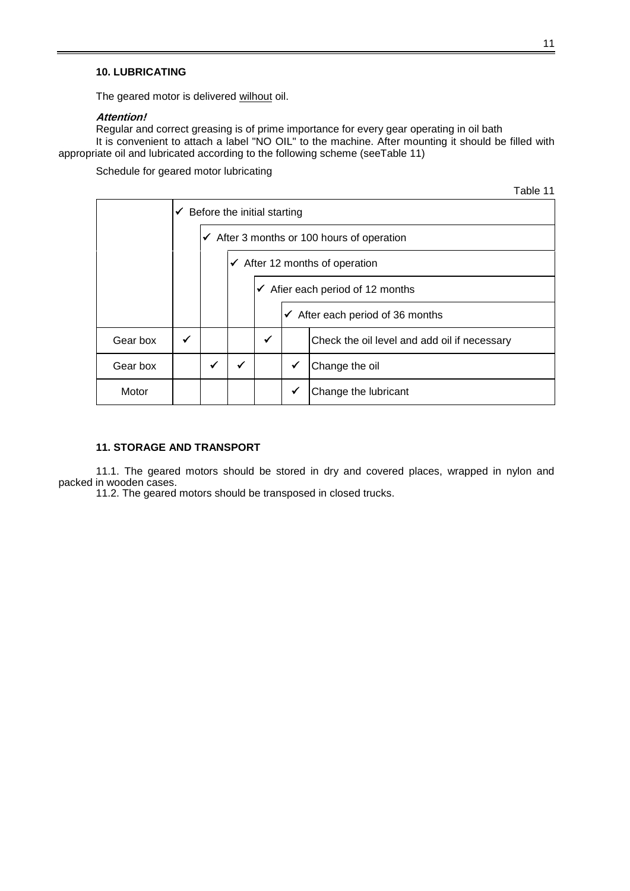## 10. LUBRICATING

The geared motor is delivered wilhout oil.

***Attention!***

Regular and correct greasing is of prime importance for every gear operating in oil bath

It is convenient to attach a label "NO OIL" to the machine. After mounting it should be filled with appropriate oil and lubricated according to the following scheme (seeTable 11)

Schedule for geared motor lubricating

Table 11

| | ✓ Before the initial starting | ✓ After 3 months or 100 hours of operation | ✓ After 12 months of operation | ✓ Afier each period of 12 months | ✓ After each period of 36 months | |
|---|---|---|---|---|---|---|
| Gear box | ✓ | | | ✓ | | Check the oil level and add oil if necessary |
| Gear box | | ✓ | ✓ | | ✓ | Change the oil |
| Motor | | | | | ✓ | Change the lubricant |

## 11. STORAGE AND TRANSPORT

11.1. The geared motors should be stored in dry and covered places, wrapped in nylon and packed in wooden cases.

11.2. The geared motors should be transposed in closed trucks.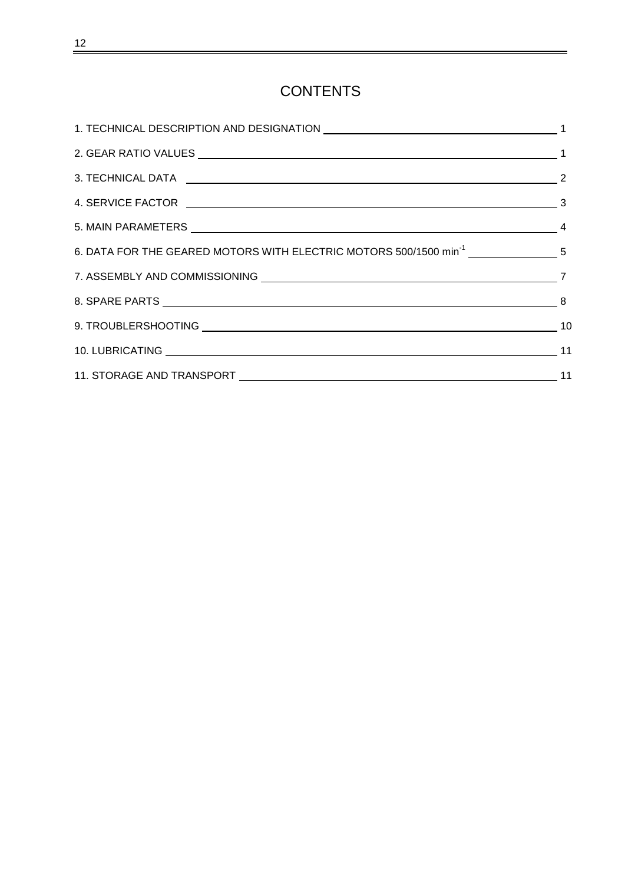# CONTENTS

| | |
|---|---|
| 1. TECHNICAL DESCRIPTION AND DESIGNATION | 1 |
| 2. GEAR RATIO VALUES | 1 |
| 3. TECHNICAL DATA | 2 |
| 4. SERVICE FACTOR | 3 |
| 5. MAIN PARAMETERS | 4 |
| 6. DATA FOR THE GEARED MOTORS WITH ELECTRIC MOTORS 500/1500 $min^{-1}$ | 5 |
| 7. ASSEMBLY AND COMMISSIONING | 7 |
| 8. SPARE PARTS | 8 |
| 9. TROUBLERSHOOTING | 10 |
| 10. LUBRICATING | 11 |
| 11. STORAGE AND TRANSPORT | 11 |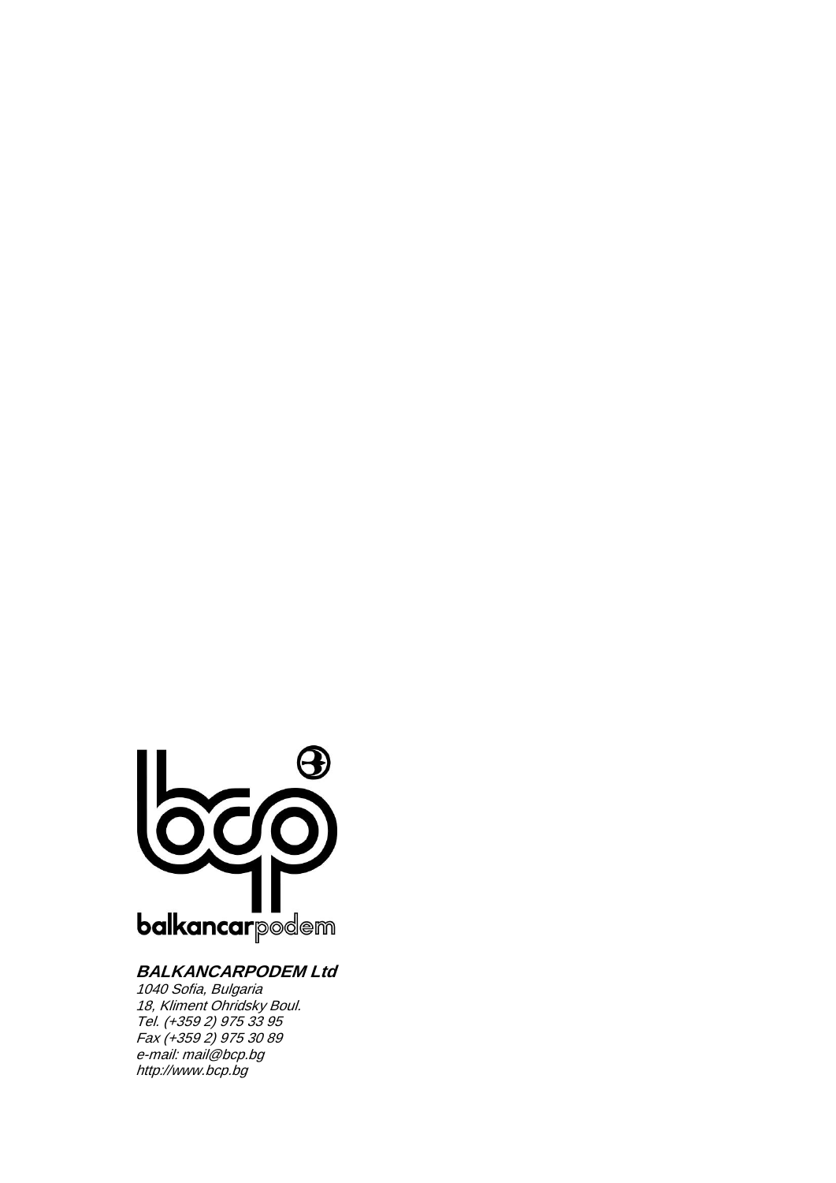balkancarpodem

**BALKANCARPODEM Ltd**

*1040 Sofia, Bulgaria*
*18, Kliment Ohridsky Boul.*
*Tel. (+359 2) 975 33 95*
*Fax (+359 2) 975 30 89*
*e-mail: mail@bcp.bg*
*http://www.bcp.bg*